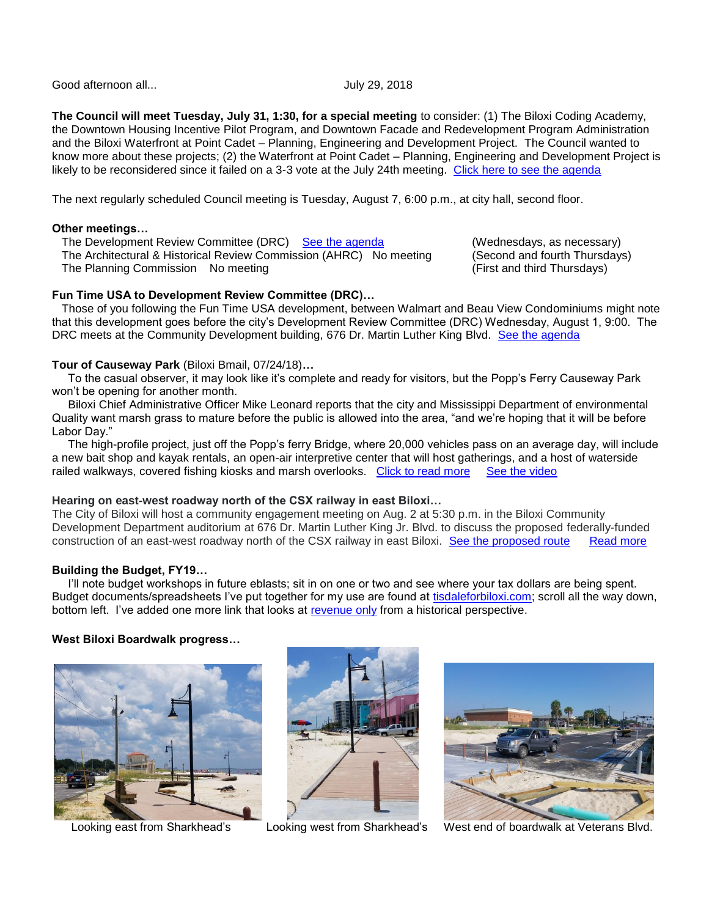Good afternoon all... July 29, 2018

**The Council will meet Tuesday, July 31, 1:30, for a special meeting** to consider: (1) The Biloxi Coding Academy, the Downtown Housing Incentive Pilot Program, and Downtown Facade and Redevelopment Program Administration and the Biloxi Waterfront at Point Cadet – Planning, Engineering and Development Project. The Council wanted to know more about these projects; (2) the Waterfront at Point Cadet – Planning, Engineering and Development Project is likely to be reconsidered since it failed on a 3-3 vote at the July 24th meeting. Click here to see the agenda

The next regularly scheduled Council meeting is Tuesday, August 7, 6:00 p.m., at city hall, second floor.

**Other meetings…**

| | | |
|---|---|---|
| The Development Review Committee (DRC) | See the agenda | (Wednesdays, as necessary) |
| The Architectural & Historical Review Commission (AHRC) | No meeting | (Second and fourth Thursdays) |
| The Planning Commission | No meeting | (First and third Thursdays) |

**Fun Time USA to Development Review Committee (DRC)…**

Those of you following the Fun Time USA development, between Walmart and Beau View Condominiums might note that this development goes before the city's Development Review Committee (DRC) Wednesday, August 1, 9:00. The DRC meets at the Community Development building, 676 Dr. Martin Luther King Blvd. See the agenda

**Tour of Causeway Park** (Biloxi Bmail, 07/24/18)**…**

To the casual observer, it may look like it's complete and ready for visitors, but the Popp's Ferry Causeway Park won't be opening for another month.

Biloxi Chief Administrative Officer Mike Leonard reports that the city and Mississippi Department of environmental Quality want marsh grass to mature before the public is allowed into the area, "and we're hoping that it will be before Labor Day."

The high-profile project, just off the Popp's ferry Bridge, where 20,000 vehicles pass on an average day, will include a new bait shop and kayak rentals, an open-air interpretive center that will host gatherings, and a host of waterside railed walkways, covered fishing kiosks and marsh overlooks. Click to read more See the video

**Hearing on east-west roadway north of the CSX railway in east Biloxi…**

The City of Biloxi will host a community engagement meeting on Aug. 2 at 5:30 p.m. in the Biloxi Community Development Department auditorium at 676 Dr. Martin Luther King Jr. Blvd. to discuss the proposed federally-funded construction of an east-west roadway north of the CSX railway in east Biloxi. See the proposed route Read more

**Building the Budget, FY19…**

I'll note budget workshops in future eblasts; sit in on one or two and see where your tax dollars are being spent. Budget documents/spreadsheets I've put together for my use are found at tisdaleforbiloxi.com; scroll all the way down, bottom left. I've added one more link that looks at revenue only from a historical perspective.

**West Biloxi Boardwalk progress…**

Looking east from Sharkhead's

Looking west from Sharkhead's

West end of boardwalk at Veterans Blvd.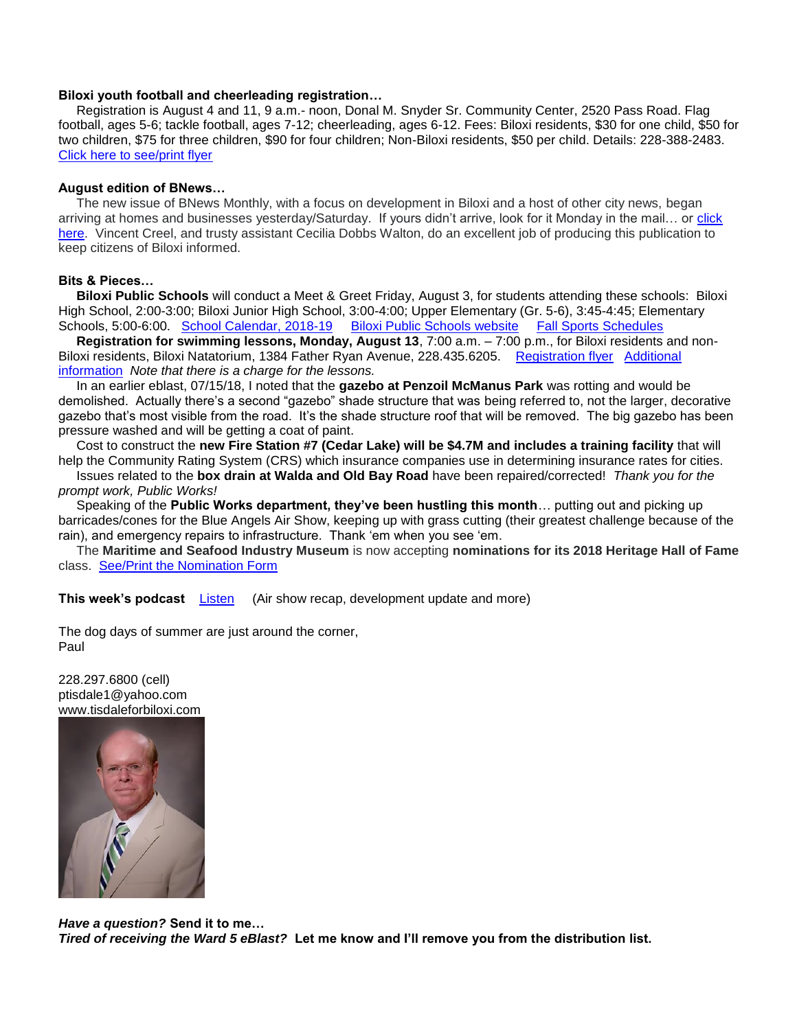**Biloxi youth football and cheerleading registration…**

Registration is August 4 and 11, 9 a.m.- noon, Donal M. Snyder Sr. Community Center, 2520 Pass Road. Flag football, ages 5-6; tackle football, ages 7-12; cheerleading, ages 6-12. Fees: Biloxi residents, $30 for one child, $50 for two children, $75 for three children, $90 for four children; Non-Biloxi residents, $50 per child. Details: 228-388-2483. Click here to see/print flyer

**August edition of BNews…**

The new issue of BNews Monthly, with a focus on development in Biloxi and a host of other city news, began arriving at homes and businesses yesterday/Saturday. If yours didn't arrive, look for it Monday in the mail… or click here. Vincent Creel, and trusty assistant Cecilia Dobbs Walton, do an excellent job of producing this publication to keep citizens of Biloxi informed.

**Bits & Pieces…**

**Biloxi Public Schools** will conduct a Meet & Greet Friday, August 3, for students attending these schools: Biloxi High School, 2:00-3:00; Biloxi Junior High School, 3:00-4:00; Upper Elementary (Gr. 5-6), 3:45-4:45; Elementary Schools, 5:00-6:00. School Calendar, 2018-19 Biloxi Public Schools website Fall Sports Schedules

**Registration for swimming lessons, Monday, August 13**, 7:00 a.m. – 7:00 p.m., for Biloxi residents and non-Biloxi residents, Biloxi Natatorium, 1384 Father Ryan Avenue, 228.435.6205. Registration flyer Additional information *Note that there is a charge for the lessons.*

In an earlier eblast, 07/15/18, I noted that the **gazebo at Penzoil McManus Park** was rotting and would be demolished. Actually there's a second "gazebo" shade structure that was being referred to, not the larger, decorative gazebo that's most visible from the road. It's the shade structure roof that will be removed. The big gazebo has been pressure washed and will be getting a coat of paint.

Cost to construct the **new Fire Station #7 (Cedar Lake) will be $4.7M and includes a training facility** that will help the Community Rating System (CRS) which insurance companies use in determining insurance rates for cities.

Issues related to the **box drain at Walda and Old Bay Road** have been repaired/corrected! *Thank you for the prompt work, Public Works!*

Speaking of the **Public Works department, they've been hustling this month**… putting out and picking up barricades/cones for the Blue Angels Air Show, keeping up with grass cutting (their greatest challenge because of the rain), and emergency repairs to infrastructure. Thank 'em when you see 'em.

The **Maritime and Seafood Industry Museum** is now accepting **nominations for its 2018 Heritage Hall of Fame** class. See/Print the Nomination Form

**This week's podcast** Listen (Air show recap, development update and more)

The dog days of summer are just around the corner,
Paul

228.297.6800 (cell)
ptisdale1@yahoo.com
www.tisdaleforbiloxi.com

***Have a question?*** **Send it to me…**
***Tired of receiving the Ward 5 eBlast?*** **Let me know and I'll remove you from the distribution list.**